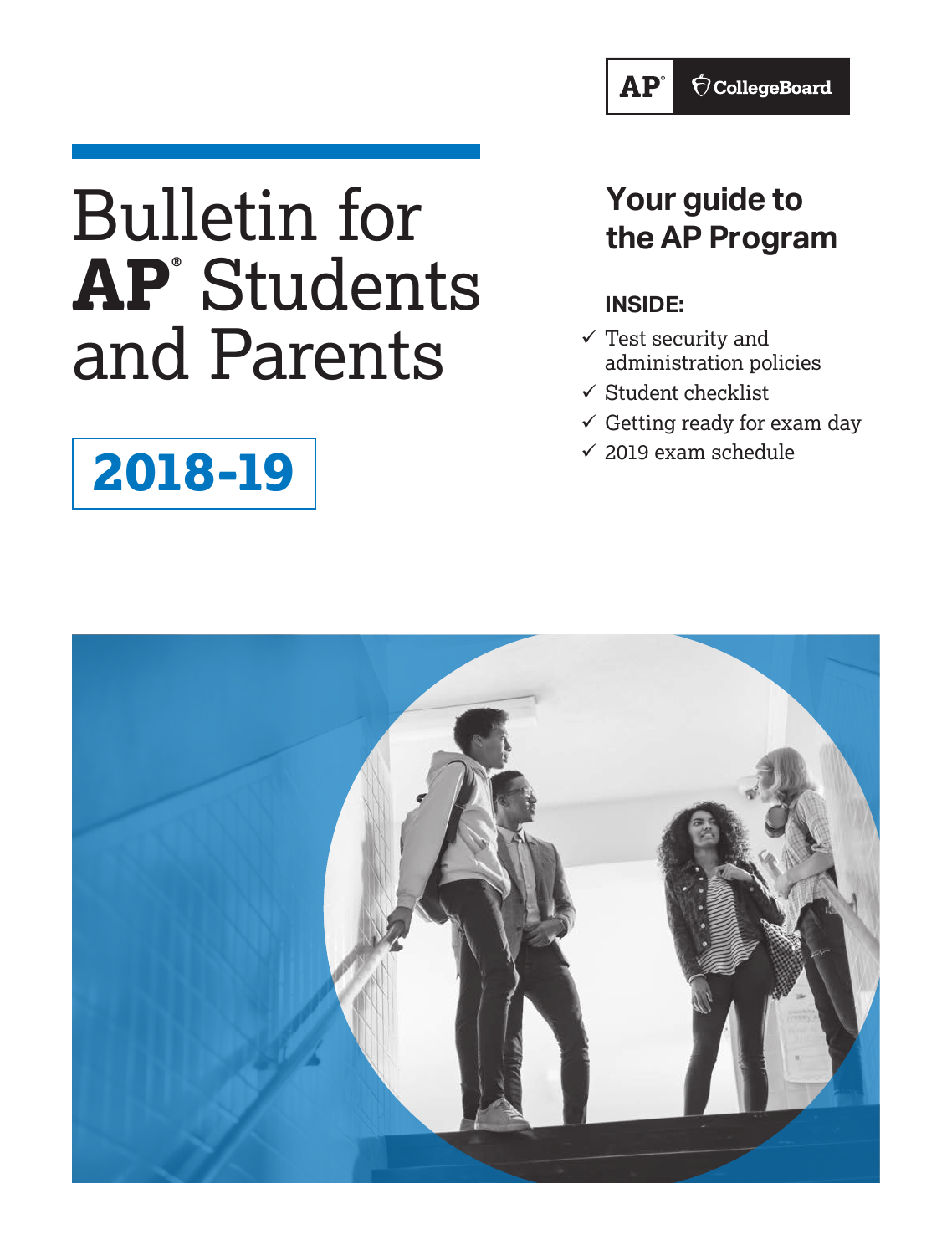AP® CollegeBoard

# Bulletin for AP® Students and Parents

## 2018-19

## Your guide to the AP Program

**INSIDE:**

- ✓ Test security and administration policies
- ✓ Student checklist
- ✓ Getting ready for exam day
- ✓ 2019 exam schedule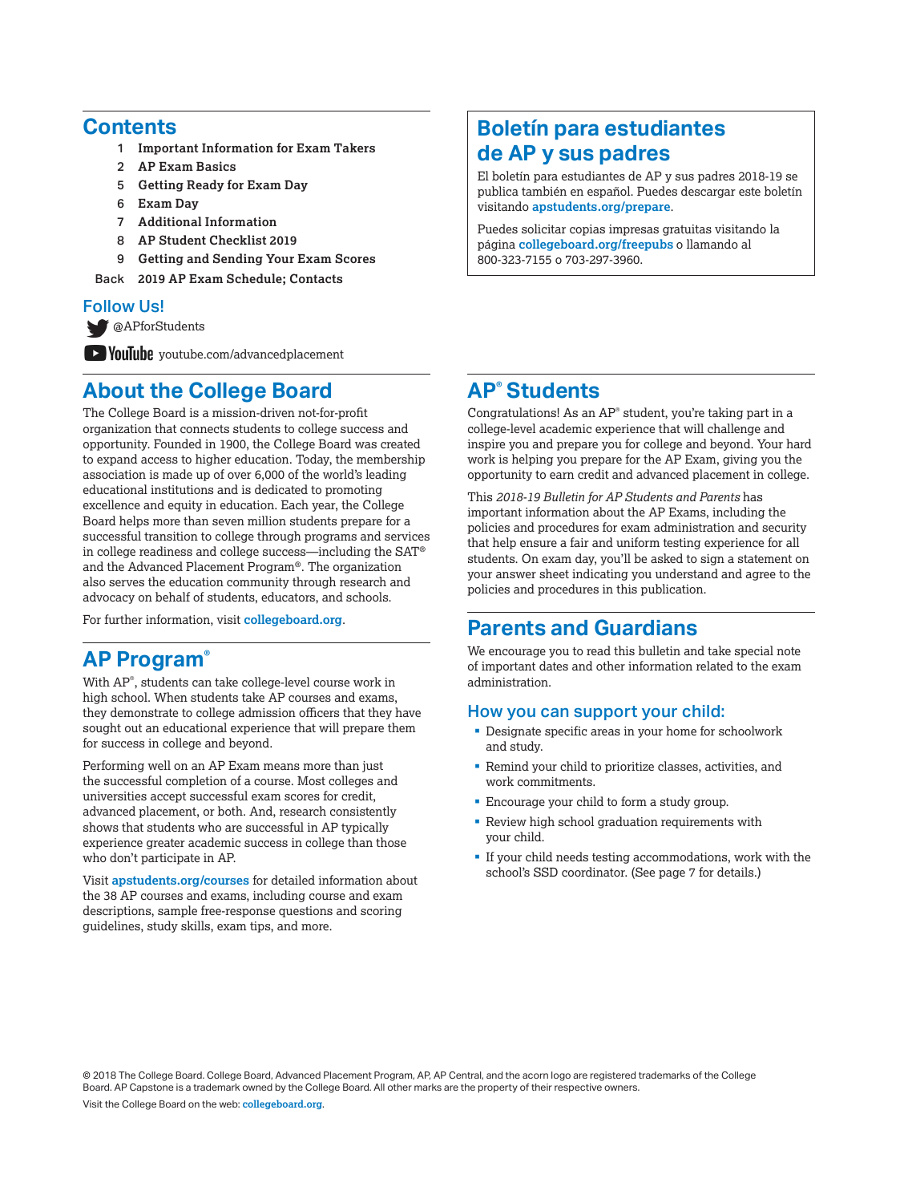## Contents

| | |
|---|---|
| 1 | **Important Information for Exam Takers** |
| 2 | **AP Exam Basics** |
| 5 | **Getting Ready for Exam Day** |
| 6 | **Exam Day** |
| 7 | **Additional Information** |
| 8 | **AP Student Checklist 2019** |
| 9 | **Getting and Sending Your Exam Scores** |
| Back | **2019 AP Exam Schedule; Contacts** |

### Follow Us!

@APforStudents

youtube.com/advancedplacement

## About the College Board

The College Board is a mission-driven not-for-profit organization that connects students to college success and opportunity. Founded in 1900, the College Board was created to expand access to higher education. Today, the membership association is made up of over 6,000 of the world's leading educational institutions and is dedicated to promoting excellence and equity in education. Each year, the College Board helps more than seven million students prepare for a successful transition to college through programs and services in college readiness and college success—including the SAT® and the Advanced Placement Program®. The organization also serves the education community through research and advocacy on behalf of students, educators, and schools.

For further information, visit **collegeboard.org**.

## AP Program®

With AP®, students can take college-level course work in high school. When students take AP courses and exams, they demonstrate to college admission officers that they have sought out an educational experience that will prepare them for success in college and beyond.

Performing well on an AP Exam means more than just the successful completion of a course. Most colleges and universities accept successful exam scores for credit, advanced placement, or both. And, research consistently shows that students who are successful in AP typically experience greater academic success in college than those who don't participate in AP.

Visit **apstudents.org/courses** for detailed information about the 38 AP courses and exams, including course and exam descriptions, sample free-response questions and scoring guidelines, study skills, exam tips, and more.

## Boletín para estudiantes de AP y sus padres

El boletín para estudiantes de AP y sus padres 2018-19 se publica también en español. Puedes descargar este boletín visitando **apstudents.org/prepare**.

Puedes solicitar copias impresas gratuitas visitando la página **collegeboard.org/freepubs** o llamando al 800-323-7155 o 703-297-3960.

## AP® Students

Congratulations! As an AP® student, you're taking part in a college-level academic experience that will challenge and inspire you and prepare you for college and beyond. Your hard work is helping you prepare for the AP Exam, giving you the opportunity to earn credit and advanced placement in college.

This *2018-19 Bulletin for AP Students and Parents* has important information about the AP Exams, including the policies and procedures for exam administration and security that help ensure a fair and uniform testing experience for all students. On exam day, you'll be asked to sign a statement on your answer sheet indicating you understand and agree to the policies and procedures in this publication.

## Parents and Guardians

We encourage you to read this bulletin and take special note of important dates and other information related to the exam administration.

### How you can support your child:

- Designate specific areas in your home for schoolwork and study.
- Remind your child to prioritize classes, activities, and work commitments.
- Encourage your child to form a study group.
- Review high school graduation requirements with your child.
- If your child needs testing accommodations, work with the school's SSD coordinator. (See page 7 for details.)

© 2018 The College Board. College Board, Advanced Placement Program, AP, AP Central, and the acorn logo are registered trademarks of the College Board. AP Capstone is a trademark owned by the College Board. All other marks are the property of their respective owners.

Visit the College Board on the web: **collegeboard.org**.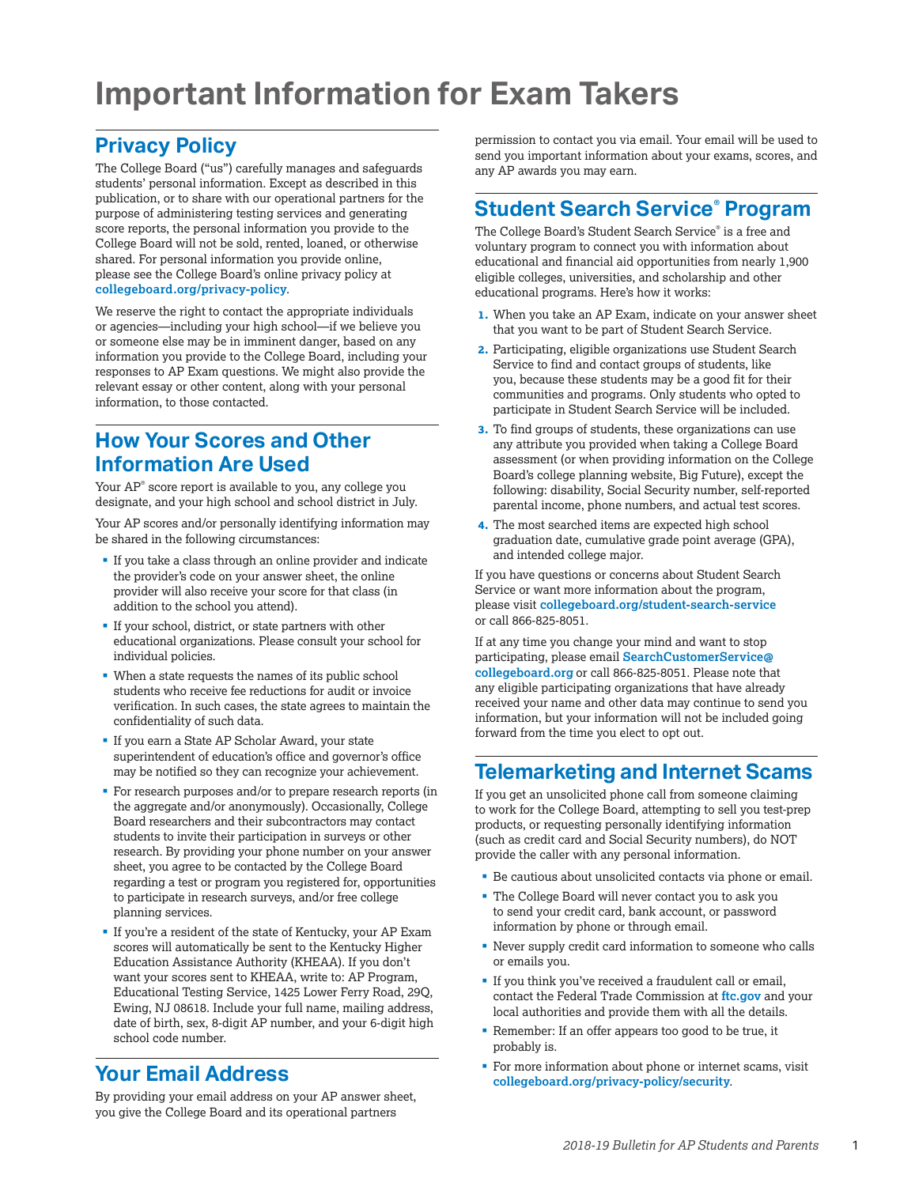# Important Information for Exam Takers

## Privacy Policy

The College Board ("us") carefully manages and safeguards students' personal information. Except as described in this publication, or to share with our operational partners for the purpose of administering testing services and generating score reports, the personal information you provide to the College Board will not be sold, rented, loaned, or otherwise shared. For personal information you provide online, please see the College Board's online privacy policy at **collegeboard.org/privacy-policy**.

We reserve the right to contact the appropriate individuals or agencies—including your high school—if we believe you or someone else may be in imminent danger, based on any information you provide to the College Board, including your responses to AP Exam questions. We might also provide the relevant essay or other content, along with your personal information, to those contacted.

## How Your Scores and Other Information Are Used

Your AP® score report is available to you, any college you designate, and your high school and school district in July.

Your AP scores and/or personally identifying information may be shared in the following circumstances:

- If you take a class through an online provider and indicate the provider's code on your answer sheet, the online provider will also receive your score for that class (in addition to the school you attend).
- If your school, district, or state partners with other educational organizations. Please consult your school for individual policies.
- When a state requests the names of its public school students who receive fee reductions for audit or invoice verification. In such cases, the state agrees to maintain the confidentiality of such data.
- If you earn a State AP Scholar Award, your state superintendent of education's office and governor's office may be notified so they can recognize your achievement.
- For research purposes and/or to prepare research reports (in the aggregate and/or anonymously). Occasionally, College Board researchers and their subcontractors may contact students to invite their participation in surveys or other research. By providing your phone number on your answer sheet, you agree to be contacted by the College Board regarding a test or program you registered for, opportunities to participate in research surveys, and/or free college planning services.
- If you're a resident of the state of Kentucky, your AP Exam scores will automatically be sent to the Kentucky Higher Education Assistance Authority (KHEAA). If you don't want your scores sent to KHEAA, write to: AP Program, Educational Testing Service, 1425 Lower Ferry Road, 29Q, Ewing, NJ 08618. Include your full name, mailing address, date of birth, sex, 8-digit AP number, and your 6-digit high school code number.

## Your Email Address

By providing your email address on your AP answer sheet, you give the College Board and its operational partners permission to contact you via email. Your email will be used to send you important information about your exams, scores, and any AP awards you may earn.

## Student Search Service® Program

The College Board's Student Search Service® is a free and voluntary program to connect you with information about educational and financial aid opportunities from nearly 1,900 eligible colleges, universities, and scholarship and other educational programs. Here's how it works:

1. When you take an AP Exam, indicate on your answer sheet that you want to be part of Student Search Service.
2. Participating, eligible organizations use Student Search Service to find and contact groups of students, like you, because these students may be a good fit for their communities and programs. Only students who opted to participate in Student Search Service will be included.
3. To find groups of students, these organizations can use any attribute you provided when taking a College Board assessment (or when providing information on the College Board's college planning website, Big Future), except the following: disability, Social Security number, self-reported parental income, phone numbers, and actual test scores.
4. The most searched items are expected high school graduation date, cumulative grade point average (GPA), and intended college major.

If you have questions or concerns about Student Search Service or want more information about the program, please visit **collegeboard.org/student-search-service** or call 866-825-8051.

If at any time you change your mind and want to stop participating, please email **SearchCustomerService@collegeboard.org** or call 866-825-8051. Please note that any eligible participating organizations that have already received your name and other data may continue to send you information, but your information will not be included going forward from the time you elect to opt out.

## Telemarketing and Internet Scams

If you get an unsolicited phone call from someone claiming to work for the College Board, attempting to sell you test-prep products, or requesting personally identifying information (such as credit card and Social Security numbers), do NOT provide the caller with any personal information.

- Be cautious about unsolicited contacts via phone or email.
- The College Board will never contact you to ask you to send your credit card, bank account, or password information by phone or through email.
- Never supply credit card information to someone who calls or emails you.
- If you think you've received a fraudulent call or email, contact the Federal Trade Commission at **ftc.gov** and your local authorities and provide them with all the details.
- Remember: If an offer appears too good to be true, it probably is.
- For more information about phone or internet scams, visit **collegeboard.org/privacy-policy/security**.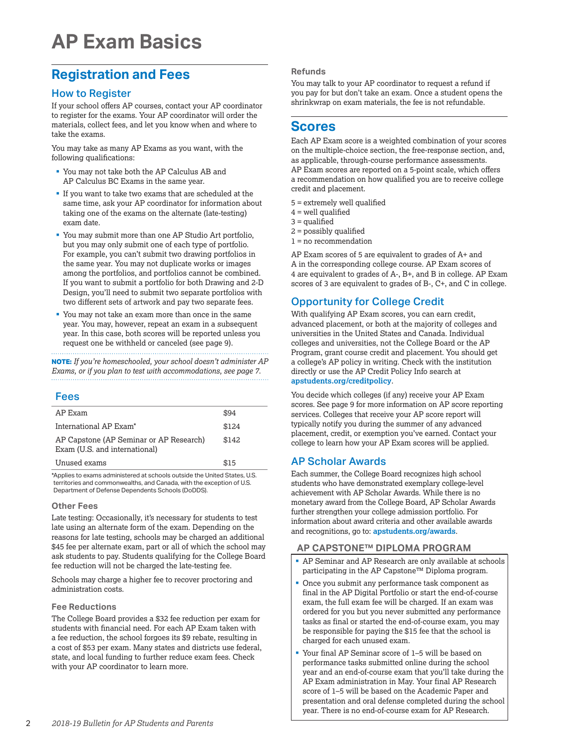# AP Exam Basics

## Registration and Fees

### How to Register

If your school offers AP courses, contact your AP coordinator to register for the exams. Your AP coordinator will order the materials, collect fees, and let you know when and where to take the exams.

You may take as many AP Exams as you want, with the following qualifications:

- You may not take both the AP Calculus AB and AP Calculus BC Exams in the same year.
- If you want to take two exams that are scheduled at the same time, ask your AP coordinator for information about taking one of the exams on the alternate (late-testing) exam date.
- You may submit more than one AP Studio Art portfolio, but you may only submit one of each type of portfolio. For example, you can't submit two drawing portfolios in the same year. You may not duplicate works or images among the portfolios, and portfolios cannot be combined. If you want to submit a portfolio for both Drawing and 2-D Design, you'll need to submit two separate portfolios with two different sets of artwork and pay two separate fees.
- You may not take an exam more than once in the same year. You may, however, repeat an exam in a subsequent year. In this case, both scores will be reported unless you request one be withheld or canceled (see page 9).

**NOTE:** *If you're homeschooled, your school doesn't administer AP Exams, or if you plan to test with accommodations, see page 7.*

### Fees

| | |
|---|---|
| AP Exam | $94 |
| International AP Exam* | $124 |
| AP Capstone (AP Seminar or AP Research) Exam (U.S. and international) | $142 |
| Unused exams | $15 |

*Applies to exams administered at schools outside the United States, U.S. territories and commonwealths, and Canada, with the exception of U.S. Department of Defense Dependents Schools (DoDDS).

#### Other Fees

Late testing: Occasionally, it's necessary for students to test late using an alternate form of the exam. Depending on the reasons for late testing, schools may be charged an additional $45 fee per alternate exam, part or all of which the school may ask students to pay. Students qualifying for the College Board fee reduction will not be charged the late-testing fee.

Schools may charge a higher fee to recover proctoring and administration costs.

#### Fee Reductions

The College Board provides a $32 fee reduction per exam for students with financial need. For each AP Exam taken with a fee reduction, the school forgoes its $9 rebate, resulting in a cost of $53 per exam. Many states and districts use federal, state, and local funding to further reduce exam fees. Check with your AP coordinator to learn more.

#### Refunds

You may talk to your AP coordinator to request a refund if you pay for but don't take an exam. Once a student opens the shrinkwrap on exam materials, the fee is not refundable.

## Scores

Each AP Exam score is a weighted combination of your scores on the multiple-choice section, the free-response section, and, as applicable, through-course performance assessments. AP Exam scores are reported on a 5-point scale, which offers a recommendation on how qualified you are to receive college credit and placement.

5 = extremely well qualified
4 = well qualified
3 = qualified
2 = possibly qualified
1 = no recommendation

AP Exam scores of 5 are equivalent to grades of A+ and A in the corresponding college course. AP Exam scores of 4 are equivalent to grades of A-, B+, and B in college. AP Exam scores of 3 are equivalent to grades of B-, C+, and C in college.

### Opportunity for College Credit

With qualifying AP Exam scores, you can earn credit, advanced placement, or both at the majority of colleges and universities in the United States and Canada. Individual colleges and universities, not the College Board or the AP Program, grant course credit and placement. You should get a college's AP policy in writing. Check with the institution directly or use the AP Credit Policy Info search at **apstudents.org/creditpolicy**.

You decide which colleges (if any) receive your AP Exam scores. See page 9 for more information on AP score reporting services. Colleges that receive your AP score report will typically notify you during the summer of any advanced placement, credit, or exemption you've earned. Contact your college to learn how your AP Exam scores will be applied.

### AP Scholar Awards

Each summer, the College Board recognizes high school students who have demonstrated exemplary college-level achievement with AP Scholar Awards. While there is no monetary award from the College Board, AP Scholar Awards further strengthen your college admission portfolio. For information about award criteria and other available awards and recognitions, go to: **apstudents.org/awards**.

#### AP CAPSTONE™ DIPLOMA PROGRAM

- AP Seminar and AP Research are only available at schools participating in the AP Capstone™ Diploma program.
- Once you submit any performance task component as final in the AP Digital Portfolio or start the end-of-course exam, the full exam fee will be charged. If an exam was ordered for you but you never submitted any performance tasks as final or started the end-of-course exam, you may be responsible for paying the $15 fee that the school is charged for each unused exam.
- Your final AP Seminar score of 1–5 will be based on performance tasks submitted online during the school year and an end-of-course exam that you'll take during the AP Exam administration in May. Your final AP Research score of 1–5 will be based on the Academic Paper and presentation and oral defense completed during the school year. There is no end-of-course exam for AP Research.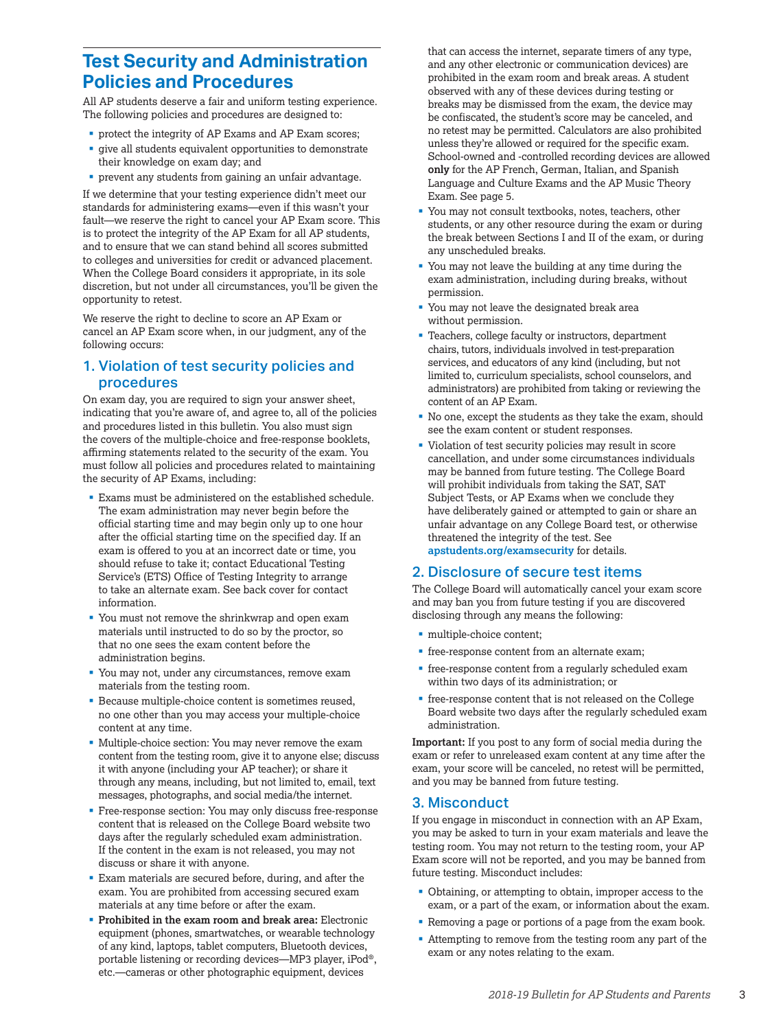## Test Security and Administration Policies and Procedures

All AP students deserve a fair and uniform testing experience. The following policies and procedures are designed to:

- protect the integrity of AP Exams and AP Exam scores;
- give all students equivalent opportunities to demonstrate their knowledge on exam day; and
- prevent any students from gaining an unfair advantage.

If we determine that your testing experience didn't meet our standards for administering exams—even if this wasn't your fault—we reserve the right to cancel your AP Exam score. This is to protect the integrity of the AP Exam for all AP students, and to ensure that we can stand behind all scores submitted to colleges and universities for credit or advanced placement. When the College Board considers it appropriate, in its sole discretion, but not under all circumstances, you'll be given the opportunity to retest.

We reserve the right to decline to score an AP Exam or cancel an AP Exam score when, in our judgment, any of the following occurs:

### 1. Violation of test security policies and procedures

On exam day, you are required to sign your answer sheet, indicating that you're aware of, and agree to, all of the policies and procedures listed in this bulletin. You also must sign the covers of the multiple-choice and free-response booklets, affirming statements related to the security of the exam. You must follow all policies and procedures related to maintaining the security of AP Exams, including:

- Exams must be administered on the established schedule. The exam administration may never begin before the official starting time and may begin only up to one hour after the official starting time on the specified day. If an exam is offered to you at an incorrect date or time, you should refuse to take it; contact Educational Testing Service's (ETS) Office of Testing Integrity to arrange to take an alternate exam. See back cover for contact information.
- You must not remove the shrinkwrap and open exam materials until instructed to do so by the proctor, so that no one sees the exam content before the administration begins.
- You may not, under any circumstances, remove exam materials from the testing room.
- Because multiple-choice content is sometimes reused, no one other than you may access your multiple-choice content at any time.
- Multiple-choice section: You may never remove the exam content from the testing room, give it to anyone else; discuss it with anyone (including your AP teacher); or share it through any means, including, but not limited to, email, text messages, photographs, and social media/the internet.
- Free-response section: You may only discuss free-response content that is released on the College Board website two days after the regularly scheduled exam administration. If the content in the exam is not released, you may not discuss or share it with anyone.
- Exam materials are secured before, during, and after the exam. You are prohibited from accessing secured exam materials at any time before or after the exam.
- **Prohibited in the exam room and break area:** Electronic equipment (phones, smartwatches, or wearable technology of any kind, laptops, tablet computers, Bluetooth devices, portable listening or recording devices—MP3 player, iPod®, etc.—cameras or other photographic equipment, devices that can access the internet, separate timers of any type, and any other electronic or communication devices) are prohibited in the exam room and break areas. A student observed with any of these devices during testing or breaks may be dismissed from the exam, the device may be confiscated, the student's score may be canceled, and no retest may be permitted. Calculators are also prohibited unless they're allowed or required for the specific exam. School-owned and -controlled recording devices are allowed **only** for the AP French, German, Italian, and Spanish Language and Culture Exams and the AP Music Theory Exam. See page 5.
- You may not consult textbooks, notes, teachers, other students, or any other resource during the exam or during the break between Sections I and II of the exam, or during any unscheduled breaks.
- You may not leave the building at any time during the exam administration, including during breaks, without permission.
- You may not leave the designated break area without permission.
- Teachers, college faculty or instructors, department chairs, tutors, individuals involved in test-preparation services, and educators of any kind (including, but not limited to, curriculum specialists, school counselors, and administrators) are prohibited from taking or reviewing the content of an AP Exam.
- No one, except the students as they take the exam, should see the exam content or student responses.
- Violation of test security policies may result in score cancellation, and under some circumstances individuals may be banned from future testing. The College Board will prohibit individuals from taking the SAT, SAT Subject Tests, or AP Exams when we conclude they have deliberately gained or attempted to gain or share an unfair advantage on any College Board test, or otherwise threatened the integrity of the test. See **apstudents.org/examsecurity** for details.

### 2. Disclosure of secure test items

The College Board will automatically cancel your exam score and may ban you from future testing if you are discovered disclosing through any means the following:

- multiple-choice content;
- free-response content from an alternate exam;
- free-response content from a regularly scheduled exam within two days of its administration; or
- free-response content that is not released on the College Board website two days after the regularly scheduled exam administration.

**Important:** If you post to any form of social media during the exam or refer to unreleased exam content at any time after the exam, your score will be canceled, no retest will be permitted, and you may be banned from future testing.

### 3. Misconduct

If you engage in misconduct in connection with an AP Exam, you may be asked to turn in your exam materials and leave the testing room. You may not return to the testing room, your AP Exam score will not be reported, and you may be banned from future testing. Misconduct includes:

- Obtaining, or attempting to obtain, improper access to the exam, or a part of the exam, or information about the exam.
- Removing a page or portions of a page from the exam book.
- Attempting to remove from the testing room any part of the exam or any notes relating to the exam.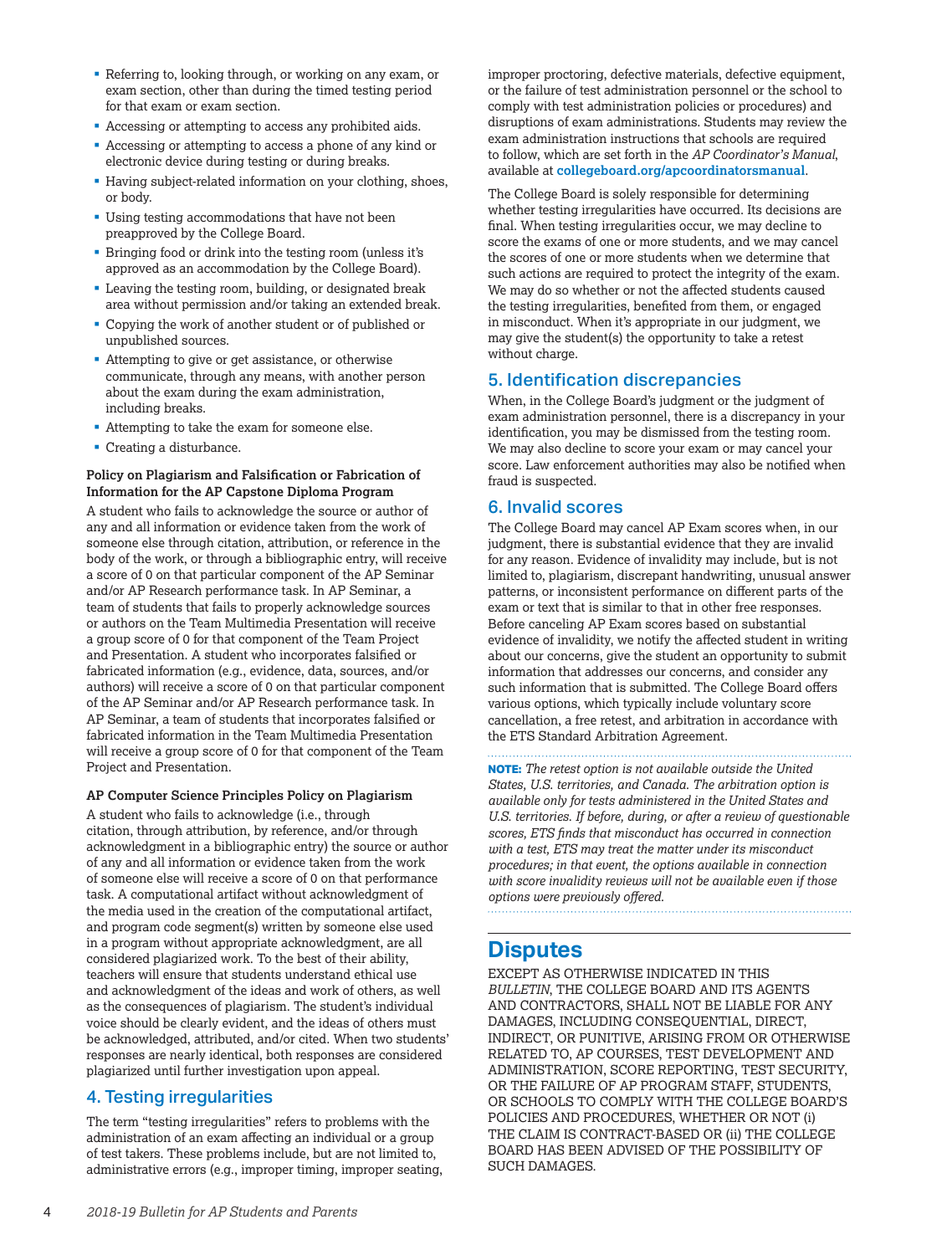- Referring to, looking through, or working on any exam, or exam section, other than during the timed testing period for that exam or exam section.
- Accessing or attempting to access any prohibited aids.
- Accessing or attempting to access a phone of any kind or electronic device during testing or during breaks.
- Having subject-related information on your clothing, shoes, or body.
- Using testing accommodations that have not been preapproved by the College Board.
- Bringing food or drink into the testing room (unless it's approved as an accommodation by the College Board).
- Leaving the testing room, building, or designated break area without permission and/or taking an extended break.
- Copying the work of another student or of published or unpublished sources.
- Attempting to give or get assistance, or otherwise communicate, through any means, with another person about the exam during the exam administration, including breaks.
- Attempting to take the exam for someone else.
- Creating a disturbance.

**Policy on Plagiarism and Falsification or Fabrication of Information for the AP Capstone Diploma Program**

A student who fails to acknowledge the source or author of any and all information or evidence taken from the work of someone else through citation, attribution, or reference in the body of the work, or through a bibliographic entry, will receive a score of 0 on that particular component of the AP Seminar and/or AP Research performance task. In AP Seminar, a team of students that fails to properly acknowledge sources or authors on the Team Multimedia Presentation will receive a group score of 0 for that component of the Team Project and Presentation. A student who incorporates falsified or fabricated information (e.g., evidence, data, sources, and/or authors) will receive a score of 0 on that particular component of the AP Seminar and/or AP Research performance task. In AP Seminar, a team of students that incorporates falsified or fabricated information in the Team Multimedia Presentation will receive a group score of 0 for that component of the Team Project and Presentation.

**AP Computer Science Principles Policy on Plagiarism**

A student who fails to acknowledge (i.e., through citation, through attribution, by reference, and/or through acknowledgment in a bibliographic entry) the source or author of any and all information or evidence taken from the work of someone else will receive a score of 0 on that performance task. A computational artifact without acknowledgment of the media used in the creation of the computational artifact, and program code segment(s) written by someone else used in a program without appropriate acknowledgment, are all considered plagiarized work. To the best of their ability, teachers will ensure that students understand ethical use and acknowledgment of the ideas and work of others, as well as the consequences of plagiarism. The student's individual voice should be clearly evident, and the ideas of others must be acknowledged, attributed, and/or cited. When two students' responses are nearly identical, both responses are considered plagiarized until further investigation upon appeal.

## 4. Testing irregularities

The term "testing irregularities" refers to problems with the administration of an exam affecting an individual or a group of test takers. These problems include, but are not limited to, administrative errors (e.g., improper timing, improper seating, improper proctoring, defective materials, defective equipment, or the failure of test administration personnel or the school to comply with test administration policies or procedures) and disruptions of exam administrations. Students may review the exam administration instructions that schools are required to follow, which are set forth in the *AP Coordinator's Manual*, available at **collegeboard.org/apcoordinatorsmanual**.

The College Board is solely responsible for determining whether testing irregularities have occurred. Its decisions are final. When testing irregularities occur, we may decline to score the exams of one or more students, and we may cancel the scores of one or more students when we determine that such actions are required to protect the integrity of the exam. We may do so whether or not the affected students caused the testing irregularities, benefited from them, or engaged in misconduct. When it's appropriate in our judgment, we may give the student(s) the opportunity to take a retest without charge.

## 5. Identification discrepancies

When, in the College Board's judgment or the judgment of exam administration personnel, there is a discrepancy in your identification, you may be dismissed from the testing room. We may also decline to score your exam or may cancel your score. Law enforcement authorities may also be notified when fraud is suspected.

## 6. Invalid scores

The College Board may cancel AP Exam scores when, in our judgment, there is substantial evidence that they are invalid for any reason. Evidence of invalidity may include, but is not limited to, plagiarism, discrepant handwriting, unusual answer patterns, or inconsistent performance on different parts of the exam or text that is similar to that in other free responses. Before canceling AP Exam scores based on substantial evidence of invalidity, we notify the affected student in writing about our concerns, give the student an opportunity to submit information that addresses our concerns, and consider any such information that is submitted. The College Board offers various options, which typically include voluntary score cancellation, a free retest, and arbitration in accordance with the ETS Standard Arbitration Agreement.

**NOTE:** *The retest option is not available outside the United States, U.S. territories, and Canada. The arbitration option is available only for tests administered in the United States and U.S. territories. If before, during, or after a review of questionable scores, ETS finds that misconduct has occurred in connection with a test, ETS may treat the matter under its misconduct procedures; in that event, the options available in connection with score invalidity reviews will not be available even if those options were previously offered.*

# Disputes

EXCEPT AS OTHERWISE INDICATED IN THIS *BULLETIN*, THE COLLEGE BOARD AND ITS AGENTS AND CONTRACTORS, SHALL NOT BE LIABLE FOR ANY DAMAGES, INCLUDING CONSEQUENTIAL, DIRECT, INDIRECT, OR PUNITIVE, ARISING FROM OR OTHERWISE RELATED TO, AP COURSES, TEST DEVELOPMENT AND ADMINISTRATION, SCORE REPORTING, TEST SECURITY, OR THE FAILURE OF AP PROGRAM STAFF, STUDENTS, OR SCHOOLS TO COMPLY WITH THE COLLEGE BOARD'S POLICIES AND PROCEDURES, WHETHER OR NOT (i) THE CLAIM IS CONTRACT-BASED OR (ii) THE COLLEGE BOARD HAS BEEN ADVISED OF THE POSSIBILITY OF SUCH DAMAGES.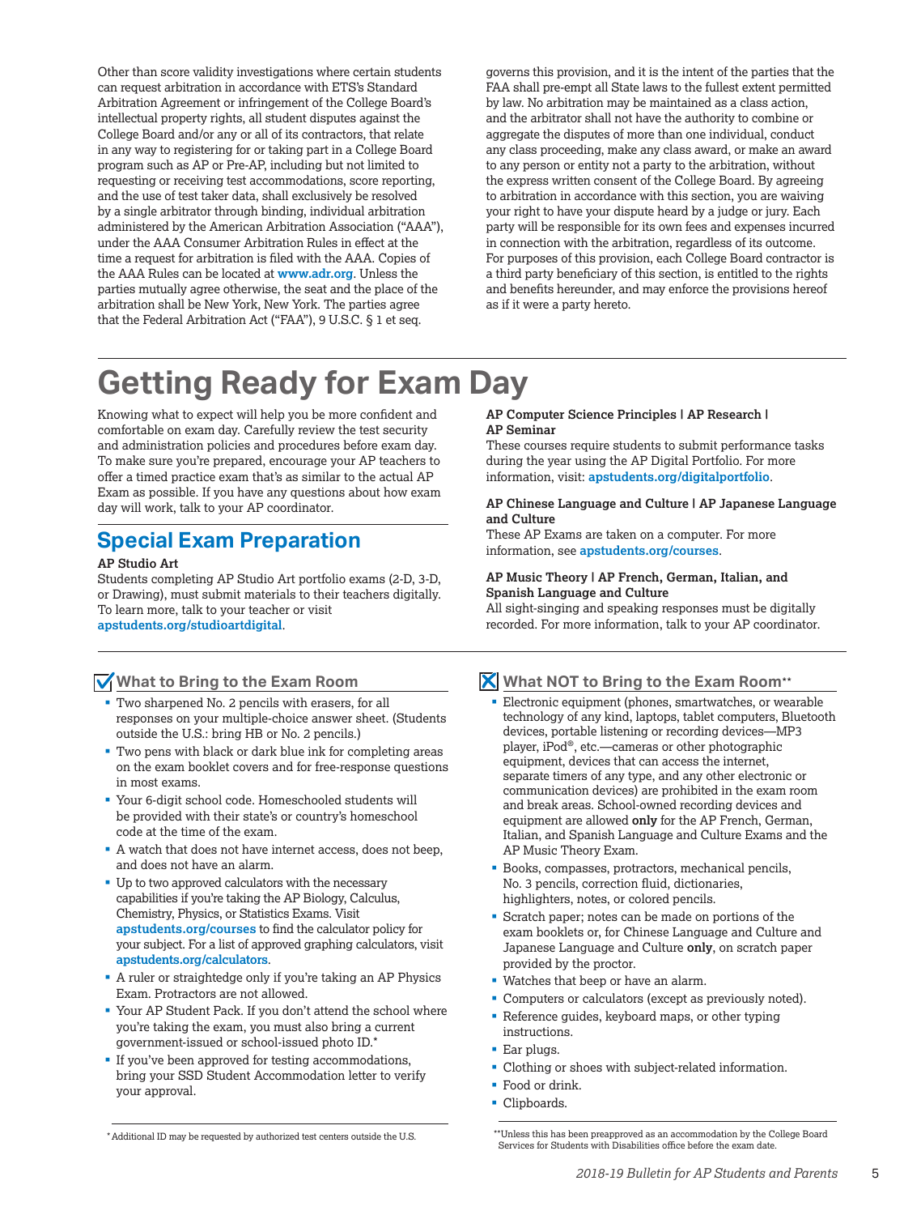Other than score validity investigations where certain students can request arbitration in accordance with ETS's Standard Arbitration Agreement or infringement of the College Board's intellectual property rights, all student disputes against the College Board and/or any or all of its contractors, that relate in any way to registering for or taking part in a College Board program such as AP or Pre-AP, including but not limited to requesting or receiving test accommodations, score reporting, and the use of test taker data, shall exclusively be resolved by a single arbitrator through binding, individual arbitration administered by the American Arbitration Association ("AAA"), under the AAA Consumer Arbitration Rules in effect at the time a request for arbitration is filed with the AAA. Copies of the AAA Rules can be located at **www.adr.org**. Unless the parties mutually agree otherwise, the seat and the place of the arbitration shall be New York, New York. The parties agree that the Federal Arbitration Act ("FAA"), 9 U.S.C. § 1 et seq. governs this provision, and it is the intent of the parties that the FAA shall pre-empt all State laws to the fullest extent permitted by law. No arbitration may be maintained as a class action, and the arbitrator shall not have the authority to combine or aggregate the disputes of more than one individual, conduct any class proceeding, make any class award, or make an award to any person or entity not a party to the arbitration, without the express written consent of the College Board. By agreeing to arbitration in accordance with this section, you are waiving your right to have your dispute heard by a judge or jury. Each party will be responsible for its own fees and expenses incurred in connection with the arbitration, regardless of its outcome. For purposes of this provision, each College Board contractor is a third party beneficiary of this section, is entitled to the rights and benefits hereunder, and may enforce the provisions hereof as if it were a party hereto.

# Getting Ready for Exam Day

Knowing what to expect will help you be more confident and comfortable on exam day. Carefully review the test security and administration policies and procedures before exam day. To make sure you're prepared, encourage your AP teachers to offer a timed practice exam that's as similar to the actual AP Exam as possible. If you have any questions about how exam day will work, talk to your AP coordinator.

## Special Exam Preparation

**AP Studio Art**

Students completing AP Studio Art portfolio exams (2-D, 3-D, or Drawing), must submit materials to their teachers digitally. To learn more, talk to your teacher or visit **apstudents.org/studioartdigital**.

**AP Computer Science Principles | AP Research | AP Seminar**

These courses require students to submit performance tasks during the year using the AP Digital Portfolio. For more information, visit: **apstudents.org/digitalportfolio**.

**AP Chinese Language and Culture | AP Japanese Language and Culture**

These AP Exams are taken on a computer. For more information, see **apstudents.org/courses**.

**AP Music Theory | AP French, German, Italian, and Spanish Language and Culture**

All sight-singing and speaking responses must be digitally recorded. For more information, talk to your AP coordinator.

### What to Bring to the Exam Room

- Two sharpened No. 2 pencils with erasers, for all responses on your multiple-choice answer sheet. (Students outside the U.S.: bring HB or No. 2 pencils.)
- Two pens with black or dark blue ink for completing areas on the exam booklet covers and for free-response questions in most exams.
- Your 6-digit school code. Homeschooled students will be provided with their state's or country's homeschool code at the time of the exam.
- A watch that does not have internet access, does not beep, and does not have an alarm.
- Up to two approved calculators with the necessary capabilities if you're taking the AP Biology, Calculus, Chemistry, Physics, or Statistics Exams. Visit **apstudents.org/courses** to find the calculator policy for your subject. For a list of approved graphing calculators, visit **apstudents.org/calculators**.
- A ruler or straightedge only if you're taking an AP Physics Exam. Protractors are not allowed.
- Your AP Student Pack. If you don't attend the school where you're taking the exam, you must also bring a current government-issued or school-issued photo ID.*
- If you've been approved for testing accommodations, bring your SSD Student Accommodation letter to verify your approval.

\* Additional ID may be requested by authorized test centers outside the U.S.

### What NOT to Bring to the Exam Room**

- Electronic equipment (phones, smartwatches, or wearable technology of any kind, laptops, tablet computers, Bluetooth devices, portable listening or recording devices—MP3 player, iPod®, etc.—cameras or other photographic equipment, devices that can access the internet, separate timers of any type, and any other electronic or communication devices) are prohibited in the exam room and break areas. School-owned recording devices and equipment are allowed **only** for the AP French, German, Italian, and Spanish Language and Culture Exams and the AP Music Theory Exam.
- Books, compasses, protractors, mechanical pencils, No. 3 pencils, correction fluid, dictionaries, highlighters, notes, or colored pencils.
- Scratch paper; notes can be made on portions of the exam booklets or, for Chinese Language and Culture and Japanese Language and Culture **only**, on scratch paper provided by the proctor.
- Watches that beep or have an alarm.
- Computers or calculators (except as previously noted).
- Reference guides, keyboard maps, or other typing instructions.
- Ear plugs.
- Clothing or shoes with subject-related information.
- Food or drink.
- Clipboards.

\*\*Unless this has been preapproved as an accommodation by the College Board Services for Students with Disabilities office before the exam date.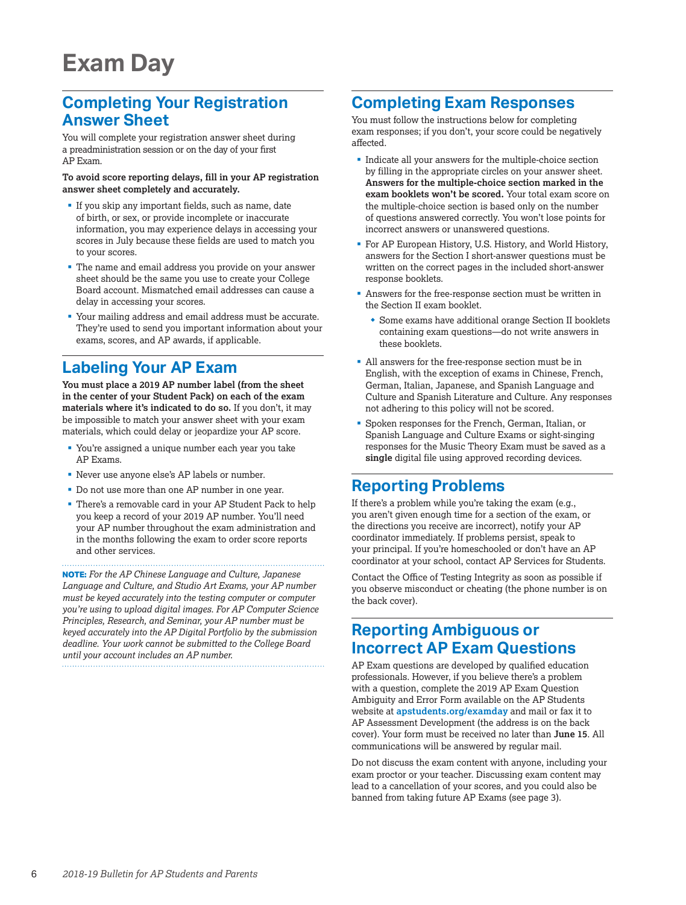# Exam Day

## Completing Your Registration Answer Sheet

You will complete your registration answer sheet during a preadministration session or on the day of your first AP Exam.

**To avoid score reporting delays, fill in your AP registration answer sheet completely and accurately.**

- If you skip any important fields, such as name, date of birth, or sex, or provide incomplete or inaccurate information, you may experience delays in accessing your scores in July because these fields are used to match you to your scores.
- The name and email address you provide on your answer sheet should be the same you use to create your College Board account. Mismatched email addresses can cause a delay in accessing your scores.
- Your mailing address and email address must be accurate. They're used to send you important information about your exams, scores, and AP awards, if applicable.

## Labeling Your AP Exam

**You must place a 2019 AP number label (from the sheet in the center of your Student Pack) on each of the exam materials where it's indicated to do so.** If you don't, it may be impossible to match your answer sheet with your exam materials, which could delay or jeopardize your AP score.

- You're assigned a unique number each year you take AP Exams.
- Never use anyone else's AP labels or number.
- Do not use more than one AP number in one year.
- There's a removable card in your AP Student Pack to help you keep a record of your 2019 AP number. You'll need your AP number throughout the exam administration and in the months following the exam to order score reports and other services.

**NOTE:** *For the AP Chinese Language and Culture, Japanese Language and Culture, and Studio Art Exams, your AP number must be keyed accurately into the testing computer or computer you're using to upload digital images. For AP Computer Science Principles, Research, and Seminar, your AP number must be keyed accurately into the AP Digital Portfolio by the submission deadline. Your work cannot be submitted to the College Board until your account includes an AP number.*

## Completing Exam Responses

You must follow the instructions below for completing exam responses; if you don't, your score could be negatively affected.

- Indicate all your answers for the multiple-choice section by filling in the appropriate circles on your answer sheet. **Answers for the multiple-choice section marked in the exam booklets won't be scored.** Your total exam score on the multiple-choice section is based only on the number of questions answered correctly. You won't lose points for incorrect answers or unanswered questions.
- For AP European History, U.S. History, and World History, answers for the Section I short-answer questions must be written on the correct pages in the included short-answer response booklets.
- Answers for the free-response section must be written in the Section II exam booklet.
  - Some exams have additional orange Section II booklets containing exam questions—do not write answers in these booklets.
- All answers for the free-response section must be in English, with the exception of exams in Chinese, French, German, Italian, Japanese, and Spanish Language and Culture and Spanish Literature and Culture. Any responses not adhering to this policy will not be scored.
- Spoken responses for the French, German, Italian, or Spanish Language and Culture Exams or sight-singing responses for the Music Theory Exam must be saved as a **single** digital file using approved recording devices.

## Reporting Problems

If there's a problem while you're taking the exam (e.g., you aren't given enough time for a section of the exam, or the directions you receive are incorrect), notify your AP coordinator immediately. If problems persist, speak to your principal. If you're homeschooled or don't have an AP coordinator at your school, contact AP Services for Students.

Contact the Office of Testing Integrity as soon as possible if you observe misconduct or cheating (the phone number is on the back cover).

## Reporting Ambiguous or Incorrect AP Exam Questions

AP Exam questions are developed by qualified education professionals. However, if you believe there's a problem with a question, complete the 2019 AP Exam Question Ambiguity and Error Form available on the AP Students website at **apstudents.org/examday** and mail or fax it to AP Assessment Development (the address is on the back cover). Your form must be received no later than **June 15**. All communications will be answered by regular mail.

Do not discuss the exam content with anyone, including your exam proctor or your teacher. Discussing exam content may lead to a cancellation of your scores, and you could also be banned from taking future AP Exams (see page 3).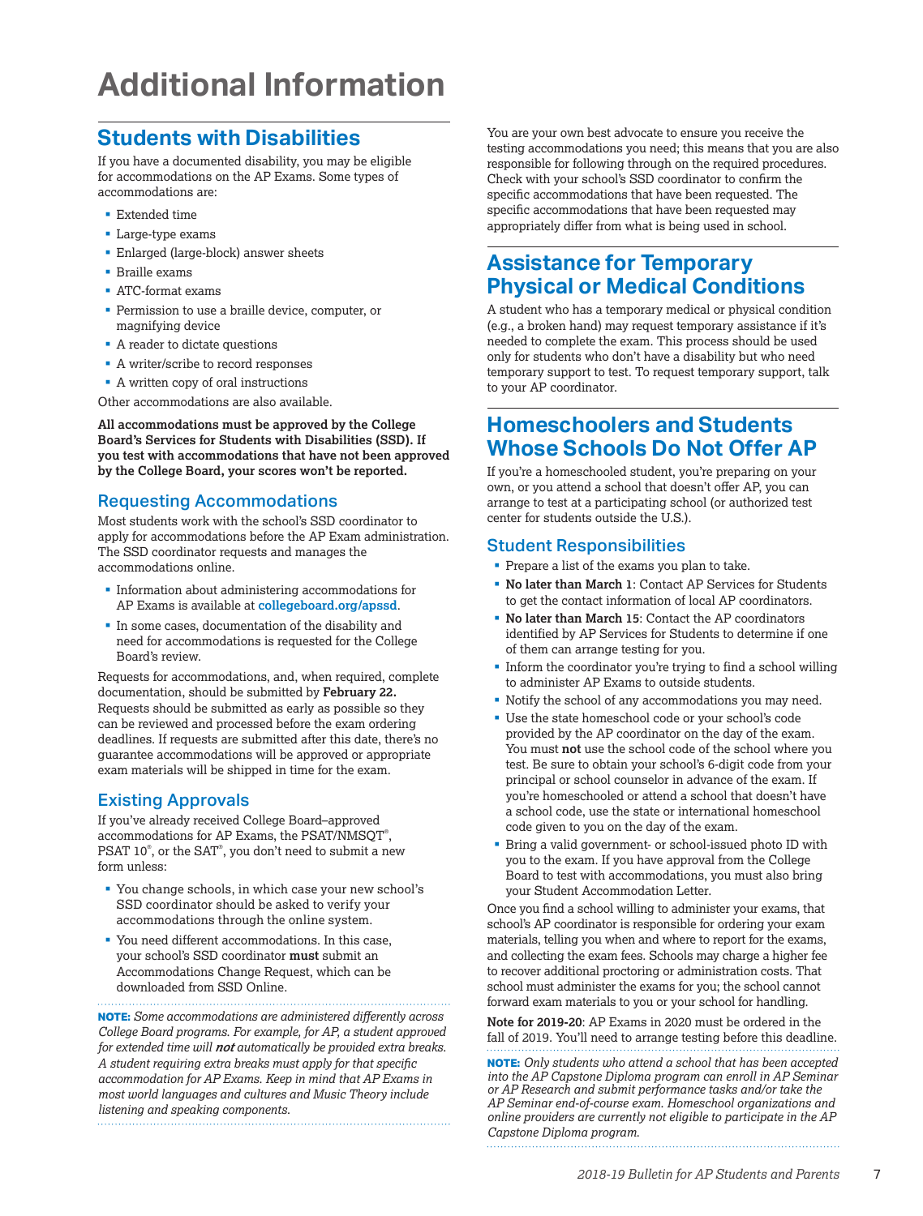# Additional Information

## Students with Disabilities

If you have a documented disability, you may be eligible for accommodations on the AP Exams. Some types of accommodations are:

- Extended time
- Large-type exams
- Enlarged (large-block) answer sheets
- Braille exams
- ATC-format exams
- Permission to use a braille device, computer, or magnifying device
- A reader to dictate questions
- A writer/scribe to record responses
- A written copy of oral instructions

Other accommodations are also available.

**All accommodations must be approved by the College Board's Services for Students with Disabilities (SSD). If you test with accommodations that have not been approved by the College Board, your scores won't be reported.**

### Requesting Accommodations

Most students work with the school's SSD coordinator to apply for accommodations before the AP Exam administration. The SSD coordinator requests and manages the accommodations online.

- Information about administering accommodations for AP Exams is available at **collegeboard.org/apssd**.
- In some cases, documentation of the disability and need for accommodations is requested for the College Board's review.

Requests for accommodations, and, when required, complete documentation, should be submitted by **February 22.** Requests should be submitted as early as possible so they can be reviewed and processed before the exam ordering deadlines. If requests are submitted after this date, there's no guarantee accommodations will be approved or appropriate exam materials will be shipped in time for the exam.

### Existing Approvals

If you've already received College Board–approved accommodations for AP Exams, the PSAT/NMSQT®, PSAT 10®, or the SAT®, you don't need to submit a new form unless:

- You change schools, in which case your new school's SSD coordinator should be asked to verify your accommodations through the online system.
- You need different accommodations. In this case, your school's SSD coordinator **must** submit an Accommodations Change Request, which can be downloaded from SSD Online.

**NOTE:** *Some accommodations are administered differently across College Board programs. For example, for AP, a student approved for extended time will **not** automatically be provided extra breaks. A student requiring extra breaks must apply for that specific accommodation for AP Exams. Keep in mind that AP Exams in most world languages and cultures and Music Theory include listening and speaking components.*

You are your own best advocate to ensure you receive the testing accommodations you need; this means that you are also responsible for following through on the required procedures. Check with your school's SSD coordinator to confirm the specific accommodations that have been requested. The specific accommodations that have been requested may appropriately differ from what is being used in school.

## Assistance for Temporary Physical or Medical Conditions

A student who has a temporary medical or physical condition (e.g., a broken hand) may request temporary assistance if it's needed to complete the exam. This process should be used only for students who don't have a disability but who need temporary support to test. To request temporary support, talk to your AP coordinator.

## Homeschoolers and Students Whose Schools Do Not Offer AP

If you're a homeschooled student, you're preparing on your own, or you attend a school that doesn't offer AP, you can arrange to test at a participating school (or authorized test center for students outside the U.S.).

### Student Responsibilities

- Prepare a list of the exams you plan to take.
- **No later than March 1**: Contact AP Services for Students to get the contact information of local AP coordinators.
- **No later than March 15**: Contact the AP coordinators identified by AP Services for Students to determine if one of them can arrange testing for you.
- Inform the coordinator you're trying to find a school willing to administer AP Exams to outside students.
- Notify the school of any accommodations you may need.
- Use the state homeschool code or your school's code provided by the AP coordinator on the day of the exam. You must **not** use the school code of the school where you test. Be sure to obtain your school's 6-digit code from your principal or school counselor in advance of the exam. If you're homeschooled or attend a school that doesn't have a school code, use the state or international homeschool code given to you on the day of the exam.
- Bring a valid government- or school-issued photo ID with you to the exam. If you have approval from the College Board to test with accommodations, you must also bring your Student Accommodation Letter.

Once you find a school willing to administer your exams, that school's AP coordinator is responsible for ordering your exam materials, telling you when and where to report for the exams, and collecting the exam fees. Schools may charge a higher fee to recover additional proctoring or administration costs. That school must administer the exams for you; the school cannot forward exam materials to you or your school for handling.

**Note for 2019-20**: AP Exams in 2020 must be ordered in the fall of 2019. You'll need to arrange testing before this deadline.

**NOTE:** *Only students who attend a school that has been accepted into the AP Capstone Diploma program can enroll in AP Seminar or AP Research and submit performance tasks and/or take the AP Seminar end-of-course exam. Homeschool organizations and online providers are currently not eligible to participate in the AP Capstone Diploma program.*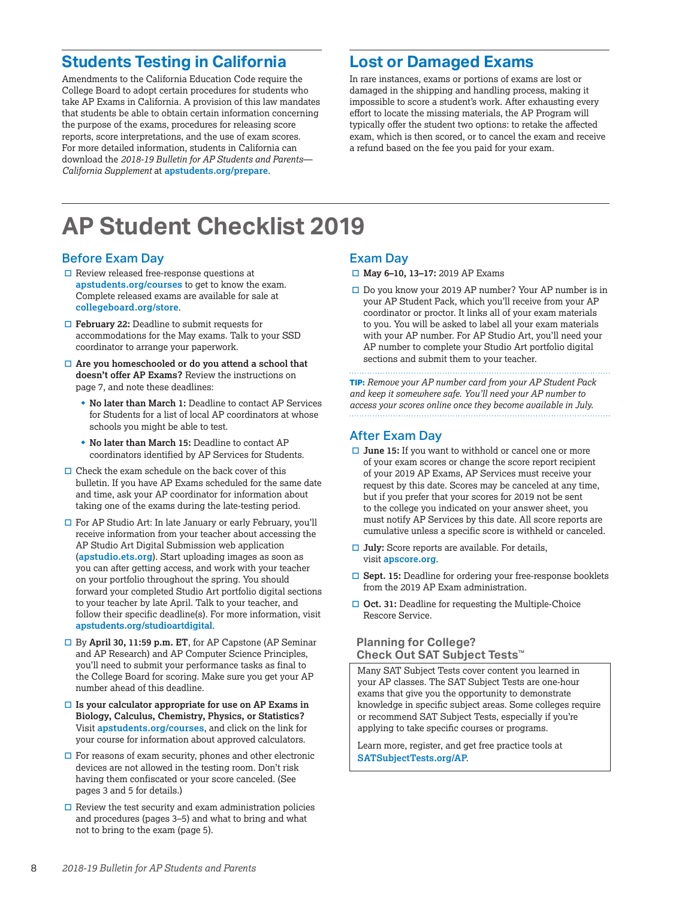## Students Testing in California

Amendments to the California Education Code require the College Board to adopt certain procedures for students who take AP Exams in California. A provision of this law mandates that students be able to obtain certain information concerning the purpose of the exams, procedures for releasing score reports, score interpretations, and the use of exam scores. For more detailed information, students in California can download the *2018-19 Bulletin for AP Students and Parents—California Supplement* at **apstudents.org/prepare**.

## Lost or Damaged Exams

In rare instances, exams or portions of exams are lost or damaged in the shipping and handling process, making it impossible to score a student's work. After exhausting every effort to locate the missing materials, the AP Program will typically offer the student two options: to retake the affected exam, which is then scored, or to cancel the exam and receive a refund based on the fee you paid for your exam.

# AP Student Checklist 2019

### Before Exam Day

- ☐ Review released free-response questions at **apstudents.org/courses** to get to know the exam. Complete released exams are available for sale at **collegeboard.org/store**.
- ☐ **February 22:** Deadline to submit requests for accommodations for the May exams. Talk to your SSD coordinator to arrange your paperwork.
- ☐ **Are you homeschooled or do you attend a school that doesn't offer AP Exams?** Review the instructions on page 7, and note these deadlines:
  - **No later than March 1:** Deadline to contact AP Services for Students for a list of local AP coordinators at whose schools you might be able to test.
  - **No later than March 15:** Deadline to contact AP coordinators identified by AP Services for Students.
- ☐ Check the exam schedule on the back cover of this bulletin. If you have AP Exams scheduled for the same date and time, ask your AP coordinator for information about taking one of the exams during the late-testing period.
- ☐ For AP Studio Art: In late January or early February, you'll receive information from your teacher about accessing the AP Studio Art Digital Submission web application (**apstudio.ets.org**). Start uploading images as soon as you can after getting access, and work with your teacher on your portfolio throughout the spring. You should forward your completed Studio Art portfolio digital sections to your teacher by late April. Talk to your teacher, and follow their specific deadline(s). For more information, visit **apstudents.org/studioartdigital**.
- ☐ By **April 30, 11:59 p.m. ET**, for AP Capstone (AP Seminar and AP Research) and AP Computer Science Principles, you'll need to submit your performance tasks as final to the College Board for scoring. Make sure you get your AP number ahead of this deadline.
- ☐ **Is your calculator appropriate for use on AP Exams in Biology, Calculus, Chemistry, Physics, or Statistics?** Visit **apstudents.org/courses**, and click on the link for your course for information about approved calculators.
- ☐ For reasons of exam security, phones and other electronic devices are not allowed in the testing room. Don't risk having them confiscated or your score canceled. (See pages 3 and 5 for details.)
- ☐ Review the test security and exam administration policies and procedures (pages 3–5) and what to bring and what not to bring to the exam (page 5).

### Exam Day

- ☐ **May 6–10, 13–17:** 2019 AP Exams
- ☐ Do you know your 2019 AP number? Your AP number is in your AP Student Pack, which you'll receive from your AP coordinator or proctor. It links all of your exam materials to you. You will be asked to label all your exam materials with your AP number. For AP Studio Art, you'll need your AP number to complete your Studio Art portfolio digital sections and submit them to your teacher.

**TIP:** *Remove your AP number card from your AP Student Pack and keep it somewhere safe. You'll need your AP number to access your scores online once they become available in July.*

### After Exam Day

- ☐ **June 15:** If you want to withhold or cancel one or more of your exam scores or change the score report recipient of your 2019 AP Exams, AP Services must receive your request by this date. Scores may be canceled at any time, but if you prefer that your scores for 2019 not be sent to the college you indicated on your answer sheet, you must notify AP Services by this date. All score reports are cumulative unless a specific score is withheld or canceled.
- ☐ **July:** Score reports are available. For details, visit **apscore.org**.
- ☐ **Sept. 15:** Deadline for ordering your free-response booklets from the 2019 AP Exam administration.
- ☐ **Oct. 31:** Deadline for requesting the Multiple-Choice Rescore Service.

#### Planning for College? Check Out SAT Subject Tests™

Many SAT Subject Tests cover content you learned in your AP classes. The SAT Subject Tests are one-hour exams that give you the opportunity to demonstrate knowledge in specific subject areas. Some colleges require or recommend SAT Subject Tests, especially if you're applying to take specific courses or programs.

Learn more, register, and get free practice tools at **SATSubjectTests.org/AP**.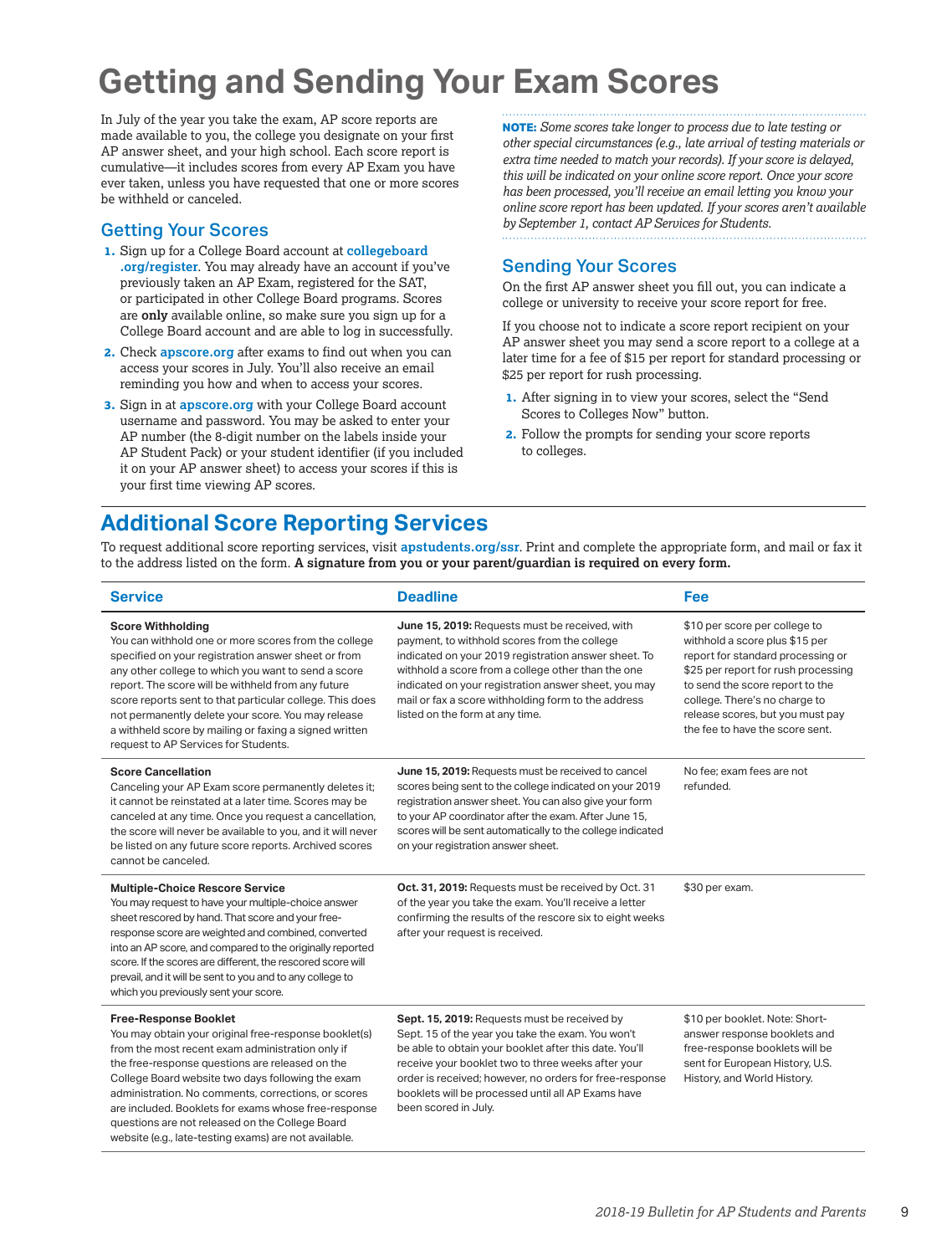# Getting and Sending Your Exam Scores

In July of the year you take the exam, AP score reports are made available to you, the college you designate on your first AP answer sheet, and your high school. Each score report is cumulative—it includes scores from every AP Exam you have ever taken, unless you have requested that one or more scores be withheld or canceled.

## Getting Your Scores

1. Sign up for a College Board account at **collegeboard.org/register**. You may already have an account if you've previously taken an AP Exam, registered for the SAT, or participated in other College Board programs. Scores are **only** available online, so make sure you sign up for a College Board account and are able to log in successfully.
2. Check **apscore.org** after exams to find out when you can access your scores in July. You'll also receive an email reminding you how and when to access your scores.
3. Sign in at **apscore.org** with your College Board account username and password. You may be asked to enter your AP number (the 8-digit number on the labels inside your AP Student Pack) or your student identifier (if you included it on your AP answer sheet) to access your scores if this is your first time viewing AP scores.

**NOTE:** *Some scores take longer to process due to late testing or other special circumstances (e.g., late arrival of testing materials or extra time needed to match your records). If your score is delayed, this will be indicated on your online score report. Once your score has been processed, you'll receive an email letting you know your online score report has been updated. If your scores aren't available by September 1, contact AP Services for Students.*

## Sending Your Scores

On the first AP answer sheet you fill out, you can indicate a college or university to receive your score report for free.

If you choose not to indicate a score report recipient on your AP answer sheet you may send a score report to a college at a later time for a fee of $15 per report for standard processing or $25 per report for rush processing.

1. After signing in to view your scores, select the "Send Scores to Colleges Now" button.
2. Follow the prompts for sending your score reports to colleges.

## Additional Score Reporting Services

To request additional score reporting services, visit **apstudents.org/ssr**. Print and complete the appropriate form, and mail or fax it to the address listed on the form. **A signature from you or your parent/guardian is required on every form.**

| Service | Deadline | Fee |
|---|---|---|
| **Score Withholding**<br>You can withhold one or more scores from the college specified on your registration answer sheet or from any other college to which you want to send a score report. The score will be withheld from any future score reports sent to that particular college. This does not permanently delete your score. You may release a withheld score by mailing or faxing a signed written request to AP Services for Students. | **June 15, 2019:** Requests must be received, with payment, to withhold scores from the college indicated on your 2019 registration answer sheet. To withhold a score from a college other than the one indicated on your registration answer sheet, you may mail or fax a score withholding form to the address listed on the form at any time. | $10 per score per college to withhold a score plus $15 per report for standard processing or $25 per report for rush processing to send the score report to the college. There's no charge to release scores, but you must pay the fee to have the score sent. |
| **Score Cancellation**<br>Canceling your AP Exam score permanently deletes it; it cannot be reinstated at a later time. Scores may be canceled at any time. Once you request a cancellation, the score will never be available to you, and it will never be listed on any future score reports. Archived scores cannot be canceled. | **June 15, 2019:** Requests must be received to cancel scores being sent to the college indicated on your 2019 registration answer sheet. You can also give your form to your AP coordinator after the exam. After June 15, scores will be sent automatically to the college indicated on your registration answer sheet. | No fee; exam fees are not refunded. |
| **Multiple-Choice Rescore Service**<br>You may request to have your multiple-choice answer sheet rescored by hand. That score and your free-response score are weighted and combined, converted into an AP score, and compared to the originally reported score. If the scores are different, the rescored score will prevail, and it will be sent to you and to any college to which you previously sent your score. | **Oct. 31, 2019:** Requests must be received by Oct. 31 of the year you take the exam. You'll receive a letter confirming the results of the rescore six to eight weeks after your request is received. | $30 per exam. |
| **Free-Response Booklet**<br>You may obtain your original free-response booklet(s) from the most recent exam administration only if the free-response questions are released on the College Board website two days following the exam administration. No comments, corrections, or scores are included. Booklets for exams whose free-response questions are not released on the College Board website (e.g., late-testing exams) are not available. | **Sept. 15, 2019:** Requests must be received by Sept. 15 of the year you take the exam. You won't be able to obtain your booklet after this date. You'll receive your booklet two to three weeks after your order is received; however, no orders for free-response booklets will be processed until all AP Exams have been scored in July. | $10 per booklet. Note: Short-answer response booklets and free-response booklets will be sent for European History, U.S. History, and World History. |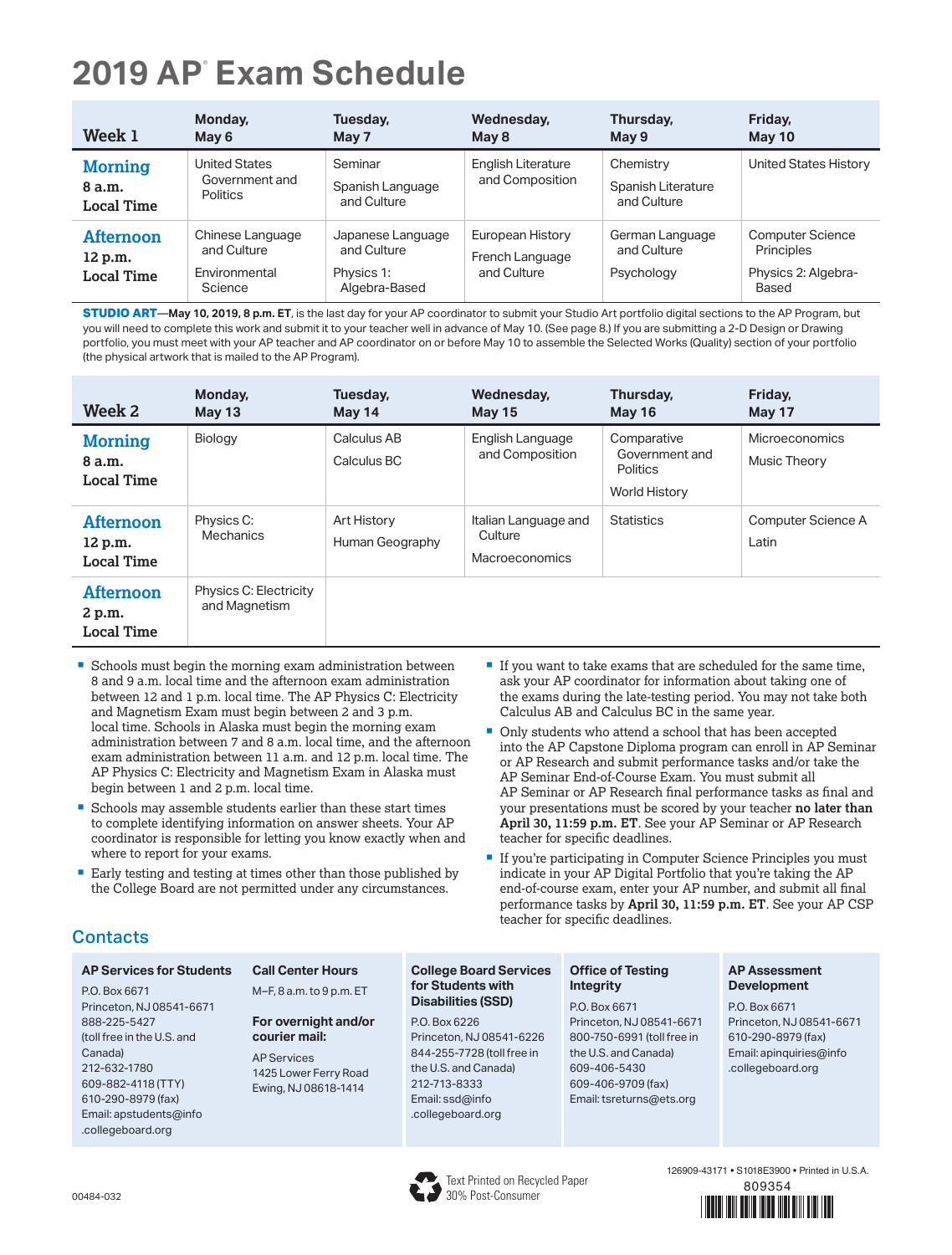# 2019 AP® Exam Schedule

| Week 1 | Monday, May 6 | Tuesday, May 7 | Wednesday, May 8 | Thursday, May 9 | Friday, May 10 |
|---|---|---|---|---|---|
| **Morning** 8 a.m. Local Time | United States Government and Politics | Seminar<br>Spanish Language and Culture | English Literature and Composition | Chemistry<br>Spanish Literature and Culture | United States History |
| **Afternoon** 12 p.m. Local Time | Chinese Language and Culture<br>Environmental Science | Japanese Language and Culture<br>Physics 1: Algebra-Based | European History<br>French Language and Culture | German Language and Culture<br>Psychology | Computer Science Principles<br>Physics 2: Algebra-Based |

**STUDIO ART—May 10, 2019, 8 p.m. ET**, is the last day for your AP coordinator to submit your Studio Art portfolio digital sections to the AP Program, but you will need to complete this work and submit it to your teacher well in advance of May 10. (See page 8.) If you are submitting a 2-D Design or Drawing portfolio, you must meet with your AP teacher and AP coordinator on or before May 10 to assemble the Selected Works (Quality) section of your portfolio (the physical artwork that is mailed to the AP Program).

| Week 2 | Monday, May 13 | Tuesday, May 14 | Wednesday, May 15 | Thursday, May 16 | Friday, May 17 |
|---|---|---|---|---|---|
| **Morning** 8 a.m. Local Time | Biology | Calculus AB<br>Calculus BC | English Language and Composition | Comparative Government and Politics<br>World History | Microeconomics<br>Music Theory |
| **Afternoon** 12 p.m. Local Time | Physics C: Mechanics | Art History<br>Human Geography | Italian Language and Culture<br>Macroeconomics | Statistics | Computer Science A<br>Latin |
| **Afternoon** 2 p.m. Local Time | Physics C: Electricity and Magnetism | | | | |

- Schools must begin the morning exam administration between 8 and 9 a.m. local time and the afternoon exam administration between 12 and 1 p.m. local time. The AP Physics C: Electricity and Magnetism Exam must begin between 2 and 3 p.m. local time. Schools in Alaska must begin the morning exam administration between 7 and 8 a.m. local time, and the afternoon exam administration between 11 a.m. and 12 p.m. local time. The AP Physics C: Electricity and Magnetism Exam in Alaska must begin between 1 and 2 p.m. local time.
- Schools may assemble students earlier than these start times to complete identifying information on answer sheets. Your AP coordinator is responsible for letting you know exactly when and where to report for your exams.
- Early testing and testing at times other than those published by the College Board are not permitted under any circumstances.
- If you want to take exams that are scheduled for the same time, ask your AP coordinator for information about taking one of the exams during the late-testing period. You may not take both Calculus AB and Calculus BC in the same year.
- Only students who attend a school that has been accepted into the AP Capstone Diploma program can enroll in AP Seminar or AP Research and submit performance tasks and/or take the AP Seminar End-of-Course Exam. You must submit all AP Seminar or AP Research final performance tasks as final and your presentations must be scored by your teacher **no later than April 30, 11:59 p.m. ET**. See your AP Seminar or AP Research teacher for specific deadlines.
- If you're participating in Computer Science Principles you must indicate in your AP Digital Portfolio that you're taking the AP end-of-course exam, enter your AP number, and submit all final performance tasks by **April 30, 11:59 p.m. ET**. See your AP CSP teacher for specific deadlines.

## Contacts

**AP Services for Students**
P.O. Box 6671
Princeton, NJ 08541-6671
888-225-5427
(toll free in the U.S. and Canada)
212-632-1780
609-882-4118 (TTY)
610-290-8979 (fax)
Email: apstudents@info.collegeboard.org

**Call Center Hours**
M–F, 8 a.m. to 9 p.m. ET

**For overnight and/or courier mail:**
AP Services
1425 Lower Ferry Road
Ewing, NJ 08618-1414

**College Board Services for Students with Disabilities (SSD)**
P.O. Box 6226
Princeton, NJ 08541-6226
844-255-7728 (toll free in the U.S. and Canada)
212-713-8333
Email: ssd@info.collegeboard.org

**Office of Testing Integrity**
P.O. Box 6671
Princeton, NJ 08541-6671
800-750-6991 (toll free in the U.S. and Canada)
609-406-5430
609-406-9709 (fax)
Email: tsreturns@ets.org

**AP Assessment Development**
P.O. Box 6671
Princeton, NJ 08541-6671
610-290-8979 (fax)
Email: apinquiries@info.collegeboard.org

00484-032

Text Printed on Recycled Paper
30% Post-Consumer

126909-43171 • S1018E3900 • Printed in U.S.A.

809354